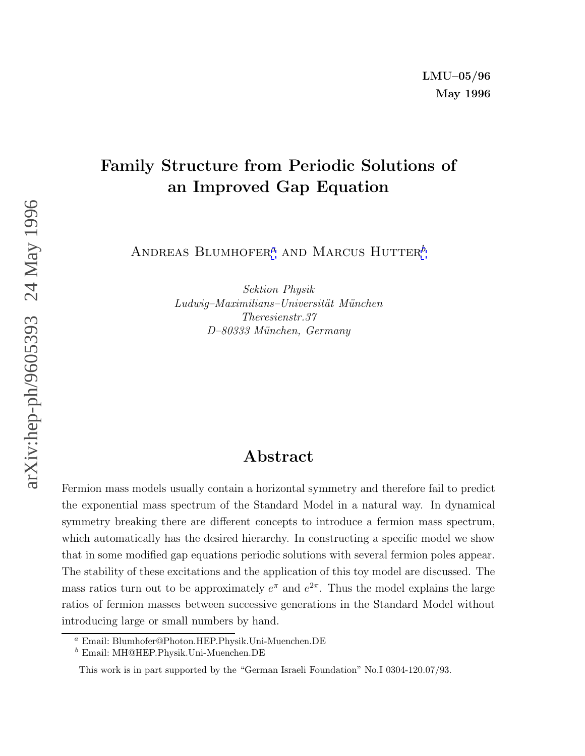LMU–05/96

May 1996

# Family Structure from Periodic Solutions of an Improved Gap Equation

Andreas Blumhofer[a] and Marcus Hutter[b]

*Sektion Physik*
*Ludwig–Maximilians–Universität München*
*Theresienstr.37*
*D–80333 München, Germany*

## Abstract

Fermion mass models usually contain a horizontal symmetry and therefore fail to predict the exponential mass spectrum of the Standard Model in a natural way. In dynamical symmetry breaking there are different concepts to introduce a fermion mass spectrum, which automatically has the desired hierarchy. In constructing a specific model we show that in some modified gap equations periodic solutions with several fermion poles appear. The stability of these excitations and the application of this toy model are discussed. The mass ratios turn out to be approximately $e^{\pi}$ and $e^{2\pi}$. Thus the model explains the large ratios of fermion masses between successive generations in the Standard Model without introducing large or small numbers by hand.

---

[a] Email: Blumhofer@Photon.HEP.Physik.Uni-Muenchen.DE

[b] Email: MH@HEP.Physik.Uni-Muenchen.DE

This work is in part supported by the "German Israeli Foundation" No.I 0304-120.07/93.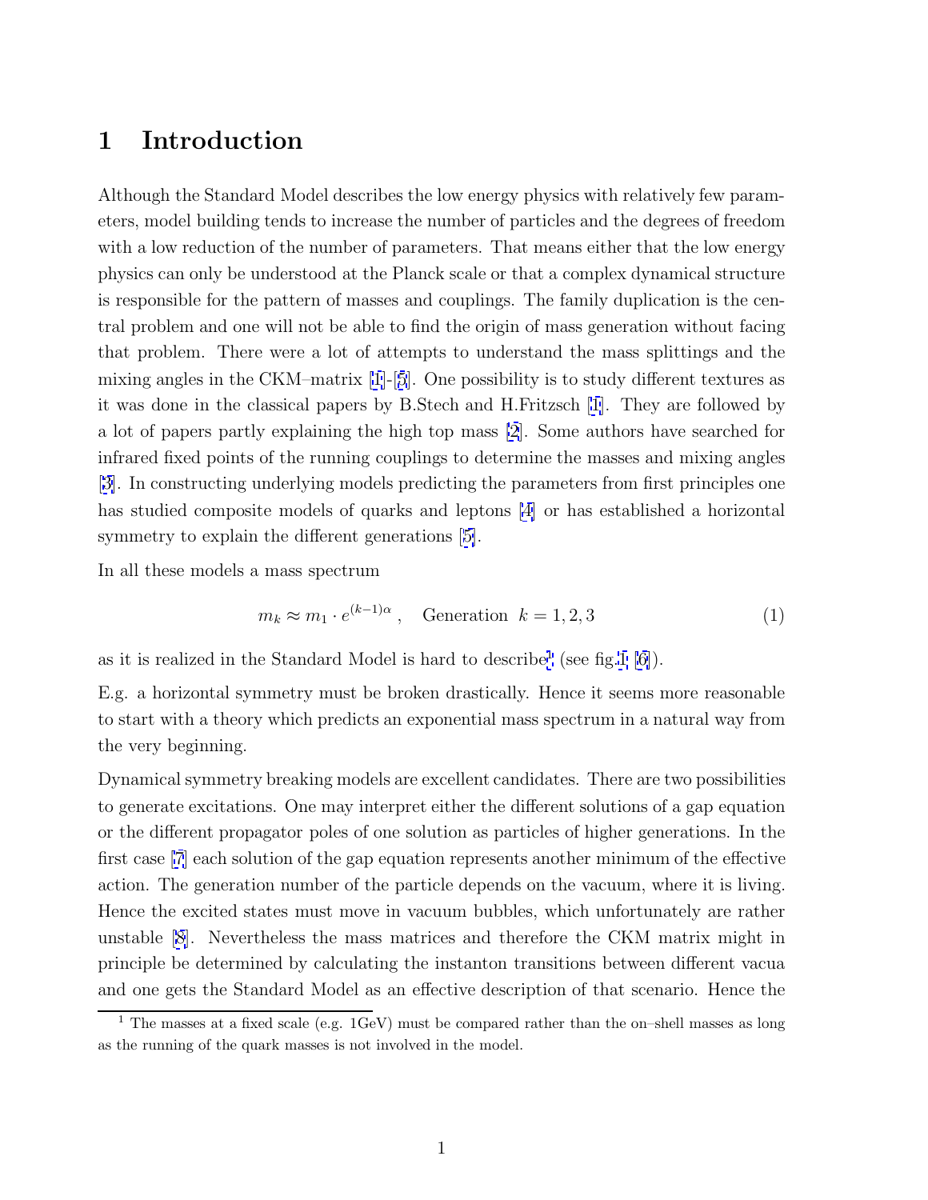# 1 Introduction

Although the Standard Model describes the low energy physics with relatively few parameters, model building tends to increase the number of particles and the degrees of freedom with a low reduction of the number of parameters. That means either that the low energy physics can only be understood at the Planck scale or that a complex dynamical structure is responsible for the pattern of masses and couplings. The family duplication is the central problem and one will not be able to find the origin of mass generation without facing that problem. There were a lot of attempts to understand the mass splittings and the mixing angles in the CKM–matrix [1]-[5]. One possibility is to study different textures as it was done in the classical papers by B.Stech and H.Fritzsch [1]. They are followed by a lot of papers partly explaining the high top mass [2]. Some authors have searched for infrared fixed points of the running couplings to determine the masses and mixing angles [3]. In constructing underlying models predicting the parameters from first principles one has studied composite models of quarks and leptons [4] or has established a horizontal symmetry to explain the different generations [5].

In all these models a mass spectrum

$$m_k \approx m_1 \cdot e^{(k-1)\alpha} \,, \quad \text{Generation } \; k = 1, 2, 3 \tag{1}$$

as it is realized in the Standard Model is hard to describe[1] (see fig.1 [6]).

E.g. a horizontal symmetry must be broken drastically. Hence it seems more reasonable to start with a theory which predicts an exponential mass spectrum in a natural way from the very beginning.

Dynamical symmetry breaking models are excellent candidates. There are two possibilities to generate excitations. One may interpret either the different solutions of a gap equation or the different propagator poles of one solution as particles of higher generations. In the first case [7] each solution of the gap equation represents another minimum of the effective action. The generation number of the particle depends on the vacuum, where it is living. Hence the excited states must move in vacuum bubbles, which unfortunately are rather unstable [8]. Nevertheless the mass matrices and therefore the CKM matrix might in principle be determined by calculating the instanton transitions between different vacua and one gets the Standard Model as an effective description of that scenario. Hence the

[1] The masses at a fixed scale (e.g. 1GeV) must be compared rather than the on–shell masses as long as the running of the quark masses is not involved in the model.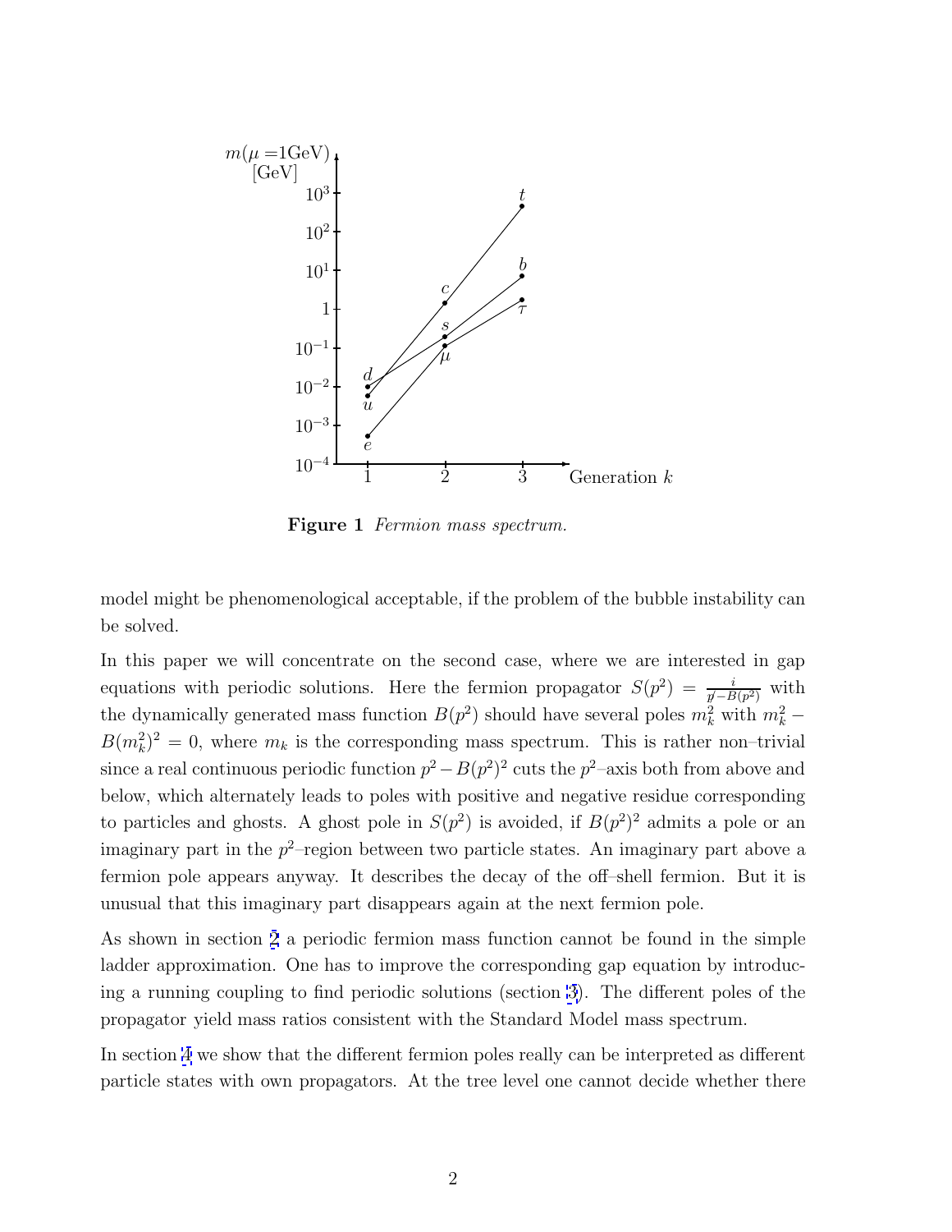**Figure 1** *Fermion mass spectrum.*

model might be phenomenological acceptable, if the problem of the bubble instability can be solved.

In this paper we will concentrate on the second case, where we are interested in gap equations with periodic solutions. Here the fermion propagator $S(p^2) = \frac{i}{\not p - B(p^2)}$ with the dynamically generated mass function $B(p^2)$ should have several poles $m_k^2$ with $m_k^2 - B(m_k^2)^2 = 0$, where $m_k$ is the corresponding mass spectrum. This is rather non–trivial since a real continuous periodic function $p^2 - B(p^2)^2$ cuts the $p^2$–axis both from above and below, which alternately leads to poles with positive and negative residue corresponding to particles and ghosts. A ghost pole in $S(p^2)$ is avoided, if $B(p^2)^2$ admits a pole or an imaginary part in the $p^2$–region between two particle states. An imaginary part above a fermion pole appears anyway. It describes the decay of the off–shell fermion. But it is unusual that this imaginary part disappears again at the next fermion pole.

As shown in section 2 a periodic fermion mass function cannot be found in the simple ladder approximation. One has to improve the corresponding gap equation by introducing a running coupling to find periodic solutions (section 3). The different poles of the propagator yield mass ratios consistent with the Standard Model mass spectrum.

In section 4 we show that the different fermion poles really can be interpreted as different particle states with own propagators. At the tree level one cannot decide whether there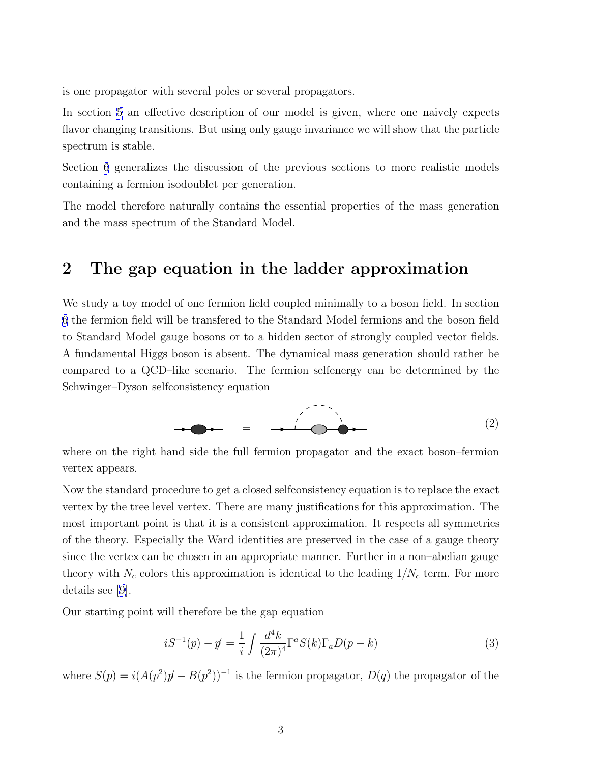is one propagator with several poles or several propagators.

In section 5 an effective description of our model is given, where one naively expects flavor changing transitions. But using only gauge invariance we will show that the particle spectrum is stable.

Section 6 generalizes the discussion of the previous sections to more realistic models containing a fermion isodoublet per generation.

The model therefore naturally contains the essential properties of the mass generation and the mass spectrum of the Standard Model.

## 2 The gap equation in the ladder approximation

We study a toy model of one fermion field coupled minimally to a boson field. In section 6 the fermion field will be transfered to the Standard Model fermions and the boson field to Standard Model gauge bosons or to a hidden sector of strongly coupled vector fields. A fundamental Higgs boson is absent. The dynamical mass generation should rather be compared to a QCD–like scenario. The fermion selfenergy can be determined by the Schwinger–Dyson selfconsistency equation

(2)

where on the right hand side the full fermion propagator and the exact boson–fermion vertex appears.

Now the standard procedure to get a closed selfconsistency equation is to replace the exact vertex by the tree level vertex. There are many justifications for this approximation. The most important point is that it is a consistent approximation. It respects all symmetries of the theory. Especially the Ward identities are preserved in the case of a gauge theory since the vertex can be chosen in an appropriate manner. Further in a non–abelian gauge theory with $N_c$ colors this approximation is identical to the leading $1/N_c$ term. For more details see [9].

Our starting point will therefore be the gap equation

$$iS^{-1}(p) - \not{p} = \frac{1}{i}\int \frac{d^4k}{(2\pi)^4}\Gamma^a S(k)\Gamma_a D(p-k) \tag{3}$$

where $S(p) = i(A(p^2)\not{p} - B(p^2))^{-1}$ is the fermion propagator, $D(q)$ the propagator of the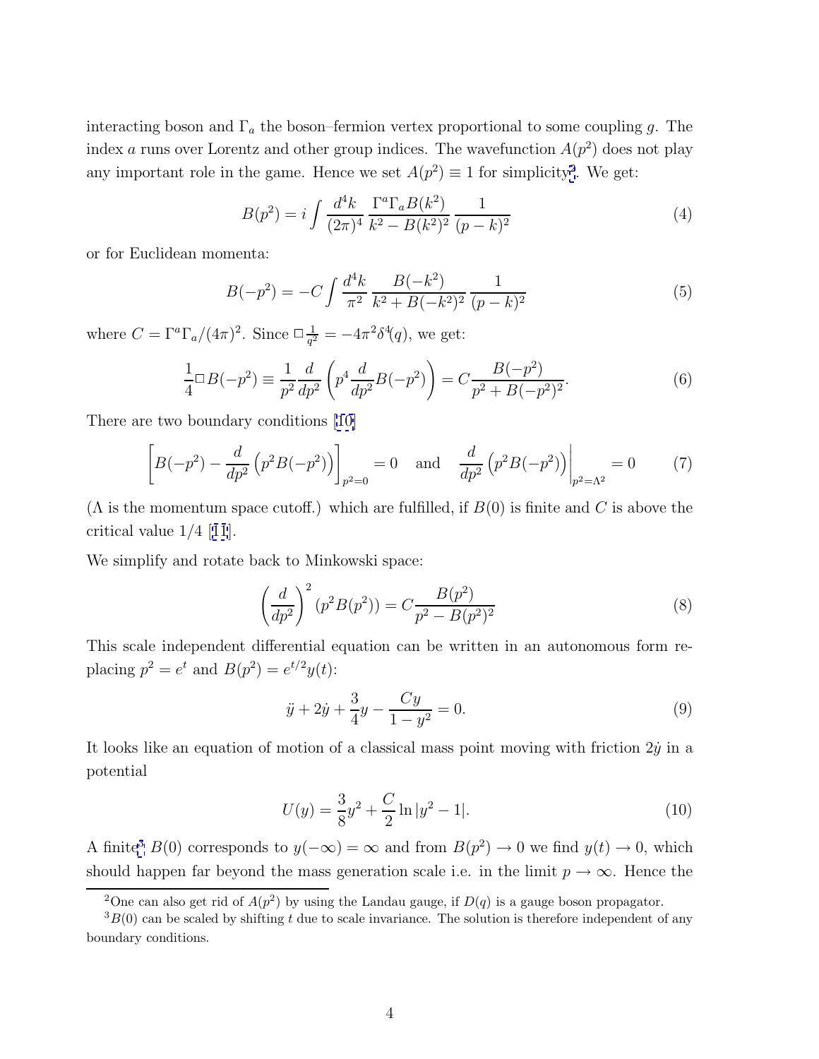interacting boson and $\Gamma_a$ the boson–fermion vertex proportional to some coupling $g$. The index $a$ runs over Lorentz and other group indices. The wavefunction $A(p^2)$ does not play any important role in the game. Hence we set $A(p^2) \equiv 1$ for simplicity[2]. We get:

$$B(p^2) = i \int \frac{d^4k}{(2\pi)^4} \frac{\Gamma^a \Gamma_a B(k^2)}{k^2 - B(k^2)^2} \frac{1}{(p-k)^2} \tag{4}$$

or for Euclidean momenta:

$$B(-p^2) = -C \int \frac{d^4k}{\pi^2} \frac{B(-k^2)}{k^2 + B(-k^2)^2} \frac{1}{(p-k)^2} \tag{5}$$

where $C = \Gamma^a \Gamma_a / (4\pi)^2$. Since $\Box \frac{1}{q^2} = -4\pi^2 \delta^4(q)$, we get:

$$\frac{1}{4} \Box B(-p^2) \equiv \frac{1}{p^2} \frac{d}{dp^2} \left( p^4 \frac{d}{dp^2} B(-p^2) \right) = C \frac{B(-p^2)}{p^2 + B(-p^2)^2}. \tag{6}$$

There are two boundary conditions [10]

$$\left[ B(-p^2) - \frac{d}{dp^2} \left( p^2 B(-p^2) \right) \right]_{p^2=0} = 0 \quad \text{and} \quad \frac{d}{dp^2} \left( p^2 B(-p^2) \right) \Big|_{p^2=\Lambda^2} = 0 \tag{7}$$

($\Lambda$ is the momentum space cutoff.) which are fulfilled, if $B(0)$ is finite and $C$ is above the critical value $1/4$ [11].

We simplify and rotate back to Minkowski space:

$$\left( \frac{d}{dp^2} \right)^2 (p^2 B(p^2)) = C \frac{B(p^2)}{p^2 - B(p^2)^2} \tag{8}$$

This scale independent differential equation can be written in an autonomous form replacing $p^2 = e^t$ and $B(p^2) = e^{t/2} y(t)$:

$$\ddot{y} + 2\dot{y} + \frac{3}{4} y - \frac{Cy}{1 - y^2} = 0. \tag{9}$$

It looks like an equation of motion of a classical mass point moving with friction $2\dot{y}$ in a potential

$$U(y) = \frac{3}{8} y^2 + \frac{C}{2} \ln |y^2 - 1|. \tag{10}$$

A finite[3] $B(0)$ corresponds to $y(-\infty) = \infty$ and from $B(p^2) \to 0$ we find $y(t) \to 0$, which should happen far beyond the mass generation scale i.e. in the limit $p \to \infty$. Hence the

[2] One can also get rid of $A(p^2)$ by using the Landau gauge, if $D(q)$ is a gauge boson propagator.

[3] $B(0)$ can be scaled by shifting $t$ due to scale invariance. The solution is therefore independent of any boundary conditions.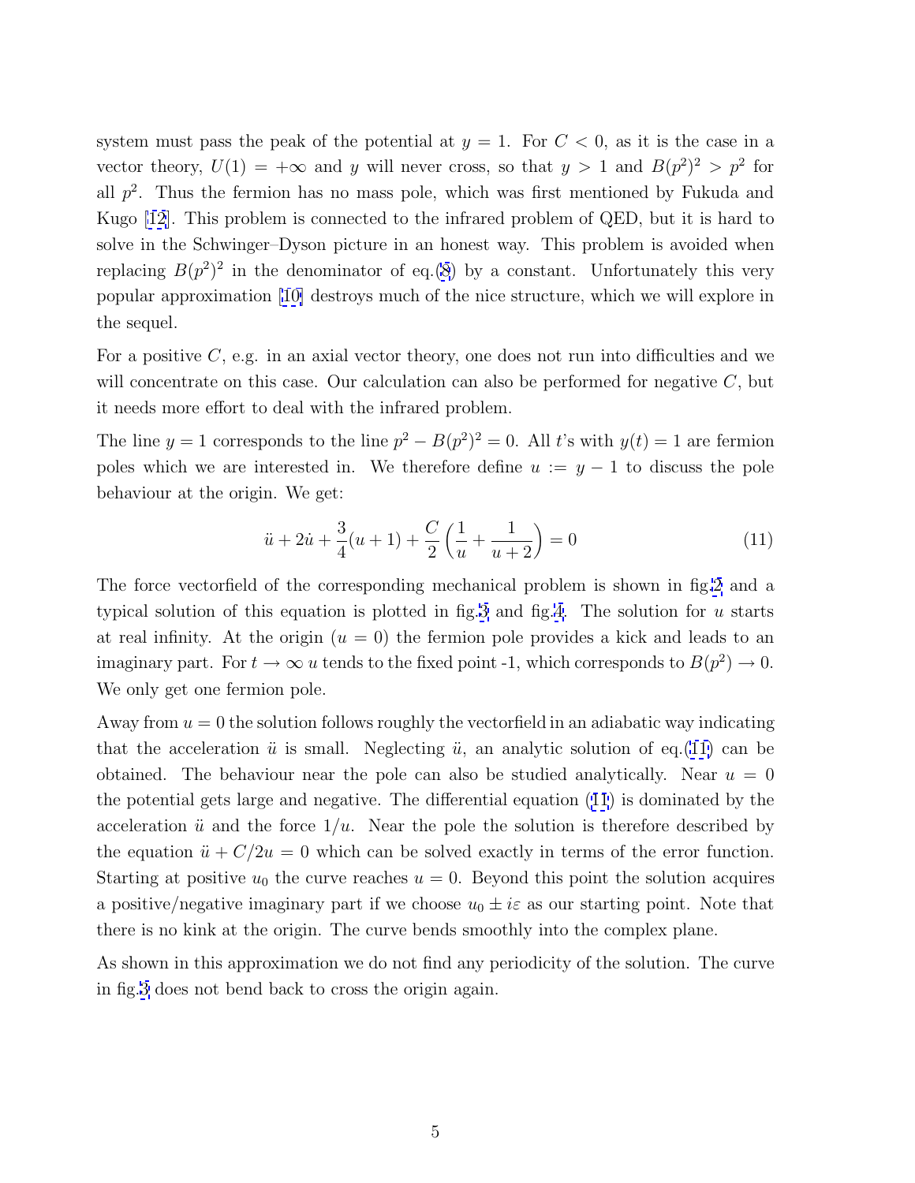system must pass the peak of the potential at $y = 1$. For $C < 0$, as it is the case in a vector theory, $U(1) = +\infty$ and $y$ will never cross, so that $y > 1$ and $B(p^2)^2 > p^2$ for all $p^2$. Thus the fermion has no mass pole, which was first mentioned by Fukuda and Kugo [12]. This problem is connected to the infrared problem of QED, but it is hard to solve in the Schwinger–Dyson picture in an honest way. This problem is avoided when replacing $B(p^2)^2$ in the denominator of eq.(8) by a constant. Unfortunately this very popular approximation [10] destroys much of the nice structure, which we will explore in the sequel.

For a positive $C$, e.g. in an axial vector theory, one does not run into difficulties and we will concentrate on this case. Our calculation can also be performed for negative $C$, but it needs more effort to deal with the infrared problem.

The line $y = 1$ corresponds to the line $p^2 - B(p^2)^2 = 0$. All $t$'s with $y(t) = 1$ are fermion poles which we are interested in. We therefore define $u := y - 1$ to discuss the pole behaviour at the origin. We get:

$$\ddot{u} + 2\dot{u} + \frac{3}{4}(u+1) + \frac{C}{2}\left(\frac{1}{u} + \frac{1}{u+2}\right) = 0 \tag{11}$$

The force vectorfield of the corresponding mechanical problem is shown in fig.2 and a typical solution of this equation is plotted in fig.3 and fig.4. The solution for $u$ starts at real infinity. At the origin ($u = 0$) the fermion pole provides a kick and leads to an imaginary part. For $t \to \infty$ $u$ tends to the fixed point -1, which corresponds to $B(p^2) \to 0$. We only get one fermion pole.

Away from $u = 0$ the solution follows roughly the vectorfield in an adiabatic way indicating that the acceleration $\ddot{u}$ is small. Neglecting $\ddot{u}$, an analytic solution of eq.(11) can be obtained. The behaviour near the pole can also be studied analytically. Near $u = 0$ the potential gets large and negative. The differential equation (11) is dominated by the acceleration $\ddot{u}$ and the force $1/u$. Near the pole the solution is therefore described by the equation $\ddot{u} + C/2u = 0$ which can be solved exactly in terms of the error function. Starting at positive $u_0$ the curve reaches $u = 0$. Beyond this point the solution acquires a positive/negative imaginary part if we choose $u_0 \pm i\varepsilon$ as our starting point. Note that there is no kink at the origin. The curve bends smoothly into the complex plane.

As shown in this approximation we do not find any periodicity of the solution. The curve in fig.3 does not bend back to cross the origin again.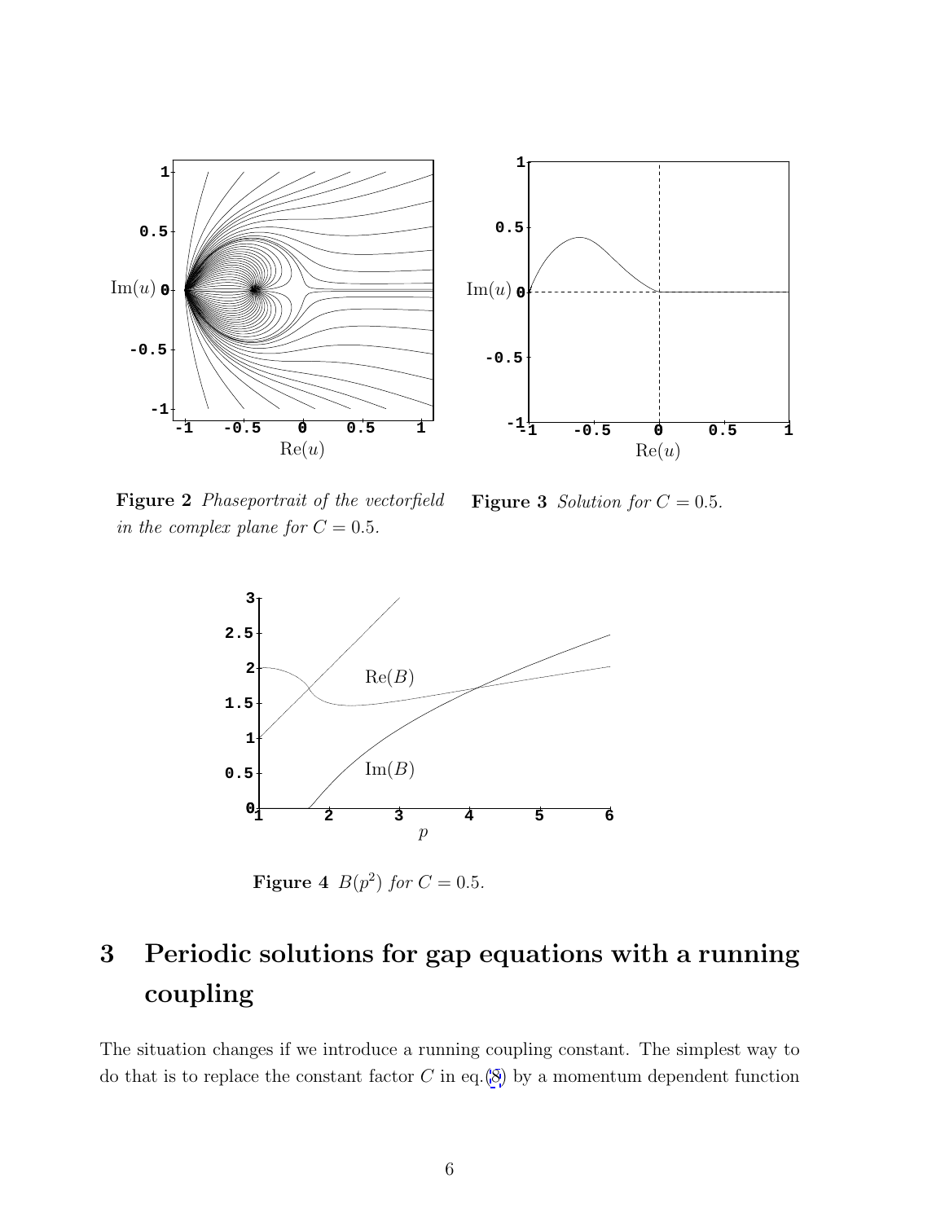**Figure 2** *Phaseportrait of the vectorfield in the complex plane for $C = 0.5$.*

**Figure 3** *Solution for $C = 0.5$.*

**Figure 4** $B(p^2)$ *for $C = 0.5$.*

# 3 Periodic solutions for gap equations with a running coupling

The situation changes if we introduce a running coupling constant. The simplest way to do that is to replace the constant factor $C$ in eq.(8) by a momentum dependent function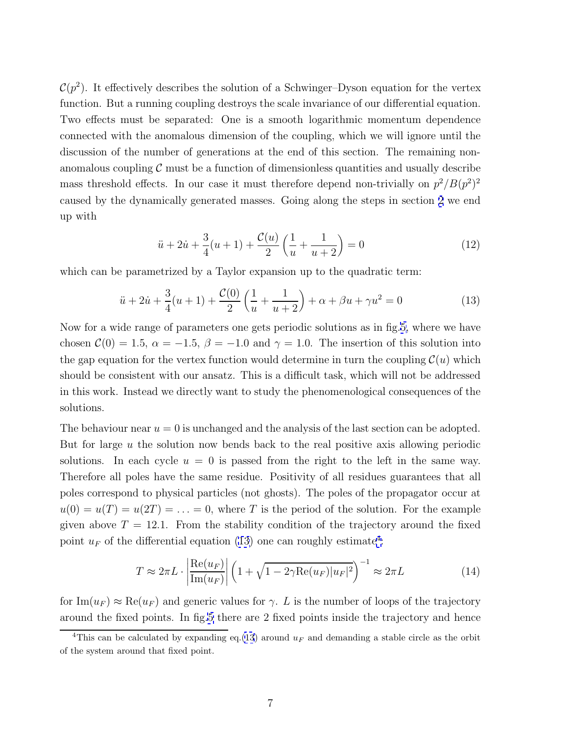$\mathcal{C}(p^2)$. It effectively describes the solution of a Schwinger–Dyson equation for the vertex function. But a running coupling destroys the scale invariance of our differential equation. Two effects must be separated: One is a smooth logarithmic momentum dependence connected with the anomalous dimension of the coupling, which we will ignore until the discussion of the number of generations at the end of this section. The remaining non-anomalous coupling $\mathcal{C}$ must be a function of dimensionless quantities and usually describe mass threshold effects. In our case it must therefore depend non-trivially on $p^2/B(p^2)^2$ caused by the dynamically generated masses. Going along the steps in section 2 we end up with

$$\ddot{u} + 2\dot{u} + \frac{3}{4}(u+1) + \frac{\mathcal{C}(u)}{2}\left(\frac{1}{u} + \frac{1}{u+2}\right) = 0 \tag{12}$$

which can be parametrized by a Taylor expansion up to the quadratic term:

$$\ddot{u} + 2\dot{u} + \frac{3}{4}(u+1) + \frac{\mathcal{C}(0)}{2}\left(\frac{1}{u} + \frac{1}{u+2}\right) + \alpha + \beta u + \gamma u^2 = 0 \tag{13}$$

Now for a wide range of parameters one gets periodic solutions as in fig.5, where we have chosen $\mathcal{C}(0) = 1.5$, $\alpha = -1.5$, $\beta = -1.0$ and $\gamma = 1.0$. The insertion of this solution into the gap equation for the vertex function would determine in turn the coupling $\mathcal{C}(u)$ which should be consistent with our ansatz. This is a difficult task, which will not be addressed in this work. Instead we directly want to study the phenomenological consequences of the solutions.

The behaviour near $u = 0$ is unchanged and the analysis of the last section can be adopted. But for large $u$ the solution now bends back to the real positive axis allowing periodic solutions. In each cycle $u = 0$ is passed from the right to the left in the same way. Therefore all poles have the same residue. Positivity of all residues guarantees that all poles correspond to physical particles (not ghosts). The poles of the propagator occur at $u(0) = u(T) = u(2T) = \ldots = 0$, where $T$ is the period of the solution. For the example given above $T = 12.1$. From the stability condition of the trajectory around the fixed point $u_F$ of the differential equation (13) one can roughly estimate[4]

$$T \approx 2\pi L \cdot \left|\frac{\mathrm{Re}(u_F)}{\mathrm{Im}(u_F)}\right| \left(1 + \sqrt{1 - 2\gamma \mathrm{Re}(u_F)|u_F|^2}\right)^{-1} \approx 2\pi L \tag{14}$$

for $\mathrm{Im}(u_F) \approx \mathrm{Re}(u_F)$ and generic values for $\gamma$. $L$ is the number of loops of the trajectory around the fixed points. In fig.5 there are 2 fixed points inside the trajectory and hence

[4]This can be calculated by expanding eq.(13) around $u_F$ and demanding a stable circle as the orbit of the system around that fixed point.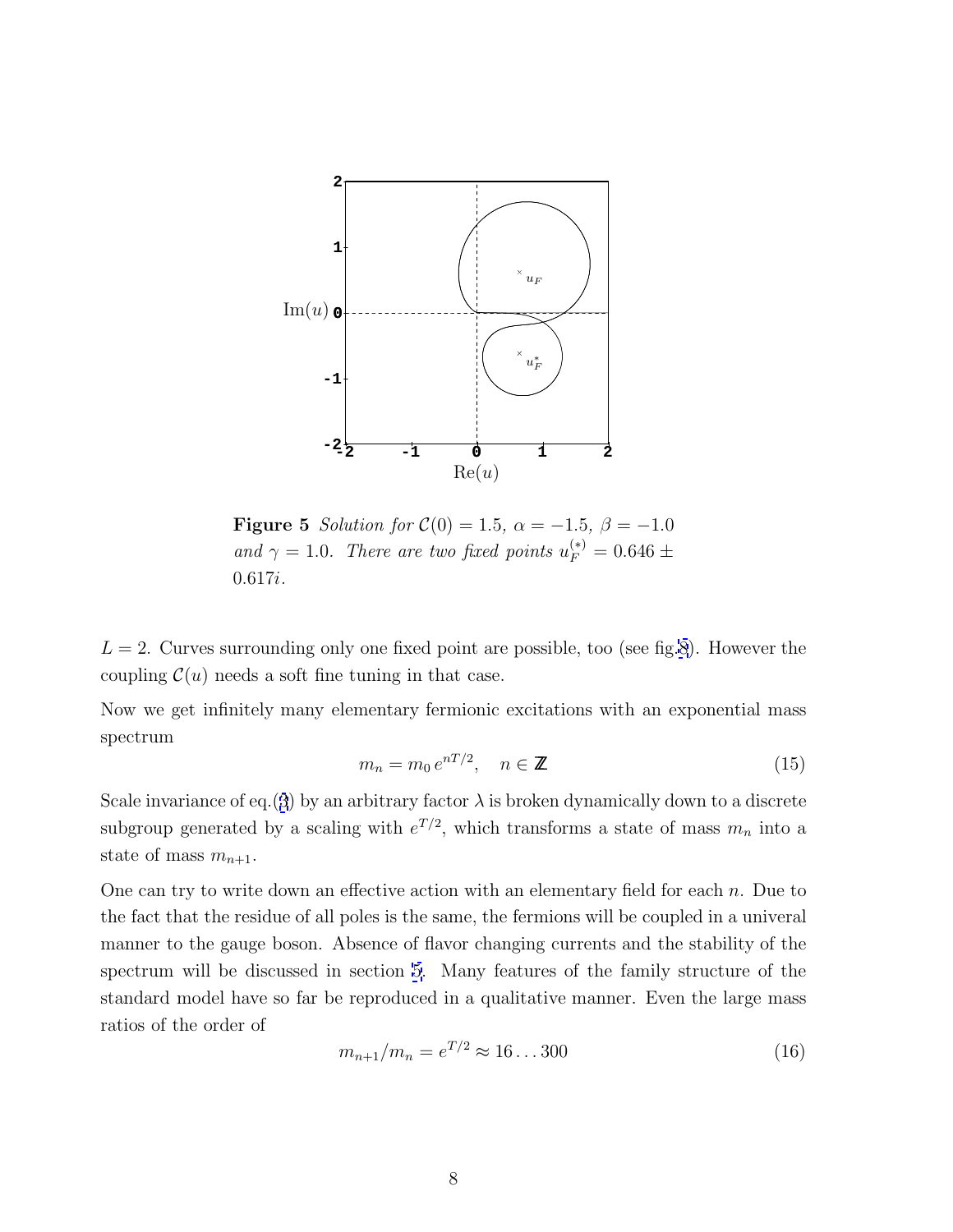**Figure 5** *Solution for $\mathcal{C}(0) = 1.5$, $\alpha = -1.5$, $\beta = -1.0$ and $\gamma = 1.0$. There are two fixed points $u_F^{(*)} = 0.646 \pm 0.617i$.*

$L = 2$. Curves surrounding only one fixed point are possible, too (see fig.8). However the coupling $\mathcal{C}(u)$ needs a soft fine tuning in that case.

Now we get infinitely many elementary fermionic excitations with an exponential mass spectrum

$$m_n = m_0 \, e^{nT/2}, \quad n \in \mathbb{Z} \tag{15}$$

Scale invariance of eq.(3) by an arbitrary factor $\lambda$ is broken dynamically down to a discrete subgroup generated by a scaling with $e^{T/2}$, which transforms a state of mass $m_n$ into a state of mass $m_{n+1}$.

One can try to write down an effective action with an elementary field for each $n$. Due to the fact that the residue of all poles is the same, the fermions will be coupled in a univeral manner to the gauge boson. Absence of flavor changing currents and the stability of the spectrum will be discussed in section 5. Many features of the family structure of the standard model have so far be reproduced in a qualitative manner. Even the large mass ratios of the order of

$$m_{n+1}/m_n = e^{T/2} \approx 16 \ldots 300 \tag{16}$$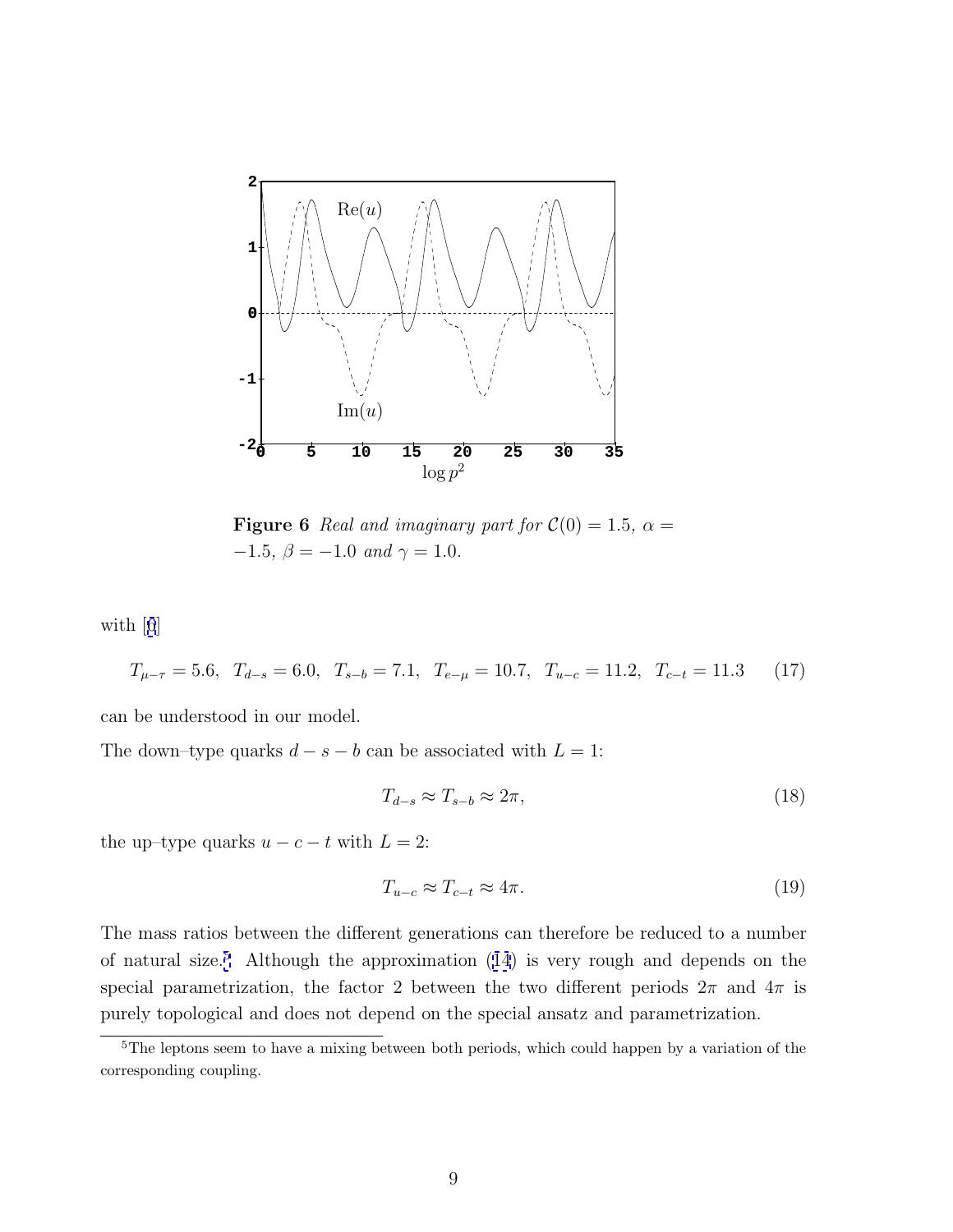**Figure 6** *Real and imaginary part for $\mathcal{C}(0) = 1.5$, $\alpha = -1.5$, $\beta = -1.0$ and $\gamma = 1.0$.*

with [8]

$$T_{\mu-\tau} = 5.6, \;\; T_{d-s} = 6.0, \;\; T_{s-b} = 7.1, \;\; T_{e-\mu} = 10.7, \;\; T_{u-c} = 11.2, \;\; T_{c-t} = 11.3 \qquad (17)$$

can be understood in our model.

The down–type quarks $d - s - b$ can be associated with $L = 1$:

$$T_{d-s} \approx T_{s-b} \approx 2\pi, \qquad (18)$$

the up–type quarks $u - c - t$ with $L = 2$:

$$T_{u-c} \approx T_{c-t} \approx 4\pi. \qquad (19)$$

The mass ratios between the different generations can therefore be reduced to a number of natural size.[5] Although the approximation (14) is very rough and depends on the special parametrization, the factor 2 between the two different periods $2\pi$ and $4\pi$ is purely topological and does not depend on the special ansatz and parametrization.

[5] The leptons seem to have a mixing between both periods, which could happen by a variation of the corresponding coupling.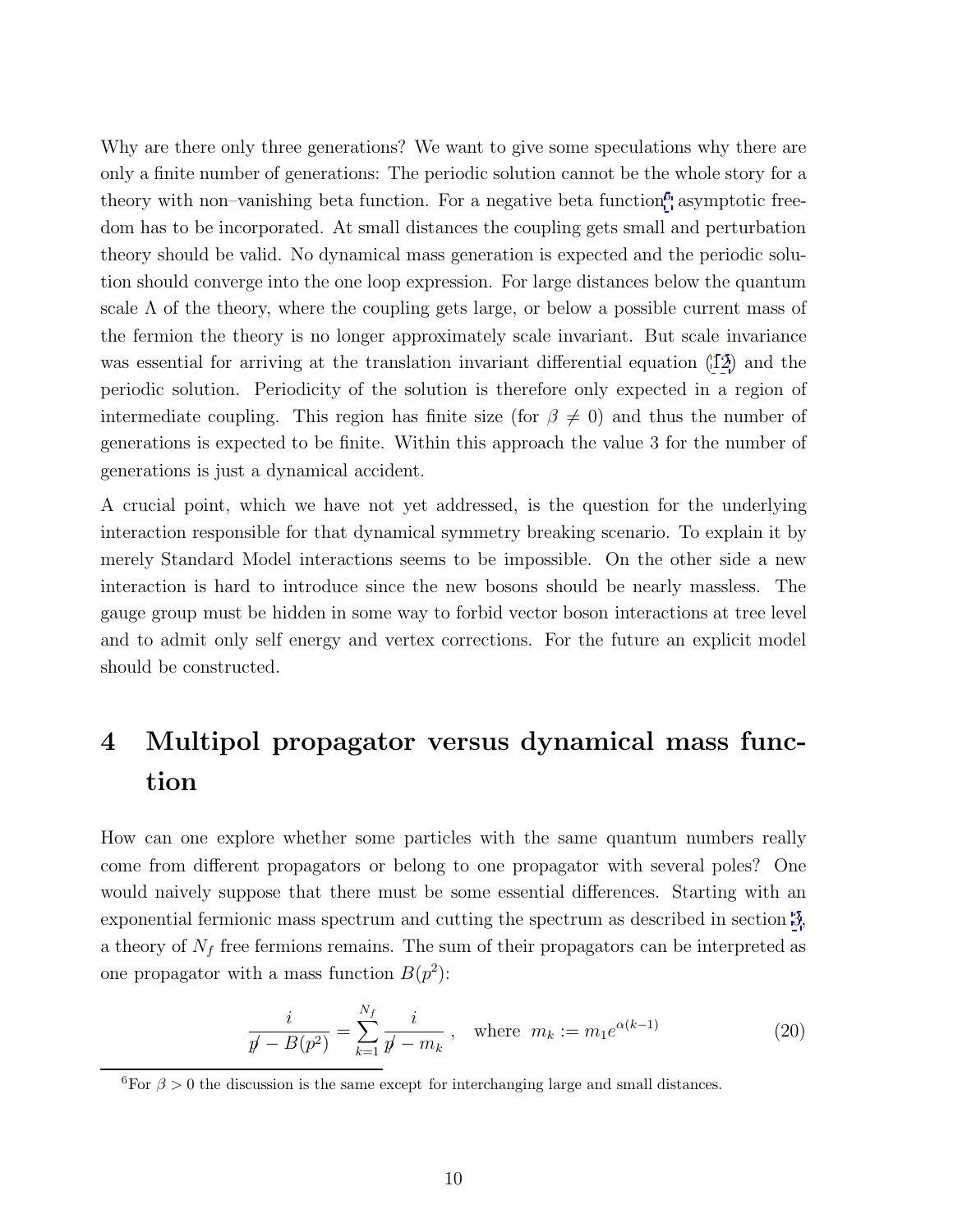Why are there only three generations? We want to give some speculations why there are only a finite number of generations: The periodic solution cannot be the whole story for a theory with non–vanishing beta function. For a negative beta function[6] asymptotic freedom has to be incorporated. At small distances the coupling gets small and perturbation theory should be valid. No dynamical mass generation is expected and the periodic solution should converge into the one loop expression. For large distances below the quantum scale $\Lambda$ of the theory, where the coupling gets large, or below a possible current mass of the fermion the theory is no longer approximately scale invariant. But scale invariance was essential for arriving at the translation invariant differential equation (12) and the periodic solution. Periodicity of the solution is therefore only expected in a region of intermediate coupling. This region has finite size (for $\beta \neq 0$) and thus the number of generations is expected to be finite. Within this approach the value 3 for the number of generations is just a dynamical accident.

A crucial point, which we have not yet addressed, is the question for the underlying interaction responsible for that dynamical symmetry breaking scenario. To explain it by merely Standard Model interactions seems to be impossible. On the other side a new interaction is hard to introduce since the new bosons should be nearly massless. The gauge group must be hidden in some way to forbid vector boson interactions at tree level and to admit only self energy and vertex corrections. For the future an explicit model should be constructed.

# 4 Multipol propagator versus dynamical mass function

How can one explore whether some particles with the same quantum numbers really come from different propagators or belong to one propagator with several poles? One would naively suppose that there must be some essential differences. Starting with an exponential fermionic mass spectrum and cutting the spectrum as described in section 3, a theory of $N_f$ free fermions remains. The sum of their propagators can be interpreted as one propagator with a mass function $B(p^2)$:

$$\frac{i}{\not p - B(p^2)} = \sum_{k=1}^{N_f} \frac{i}{\not p - m_k}\ , \quad \text{where } \ m_k := m_1 e^{\alpha(k-1)} \tag{20}$$

[6] For $\beta > 0$ the discussion is the same except for interchanging large and small distances.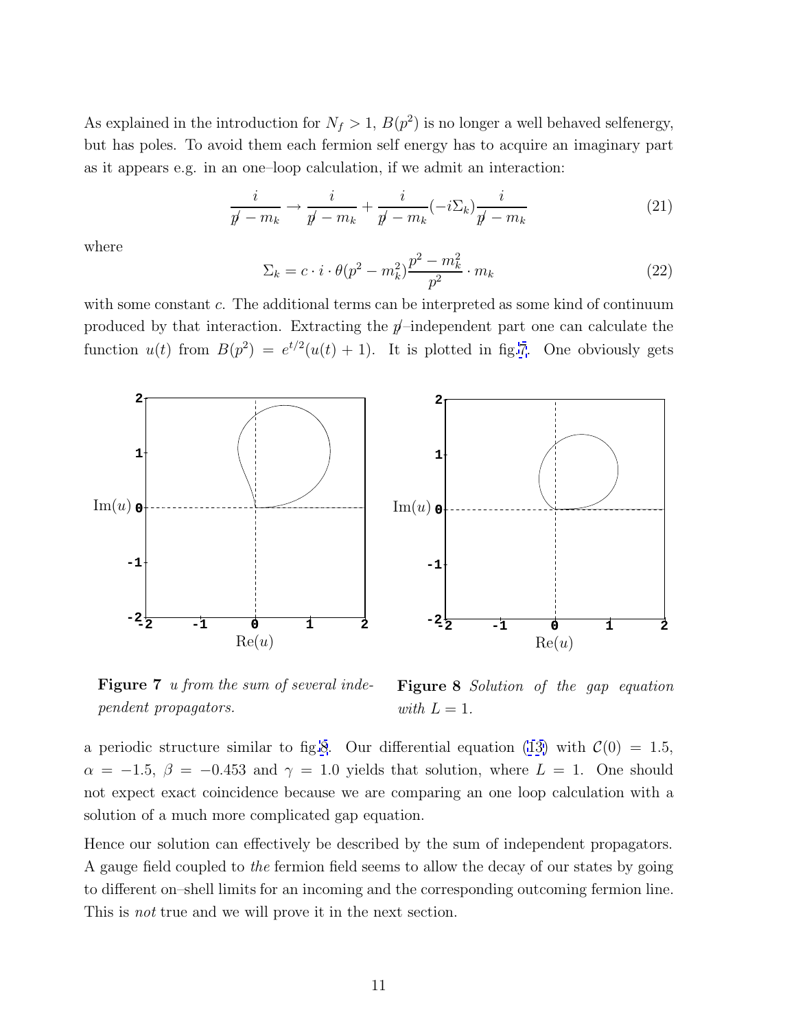As explained in the introduction for $N_f > 1$, $B(p^2)$ is no longer a well behaved selfenergy, but has poles. To avoid them each fermion self energy has to acquire an imaginary part as it appears e.g. in an one–loop calculation, if we admit an interaction:

$$\frac{i}{\not p - m_k} \to \frac{i}{\not p - m_k} + \frac{i}{\not p - m_k}(-i\Sigma_k)\frac{i}{\not p - m_k} \tag{21}$$

where

$$\Sigma_k = c \cdot i \cdot \theta(p^2 - m_k^2)\frac{p^2 - m_k^2}{p^2} \cdot m_k \tag{22}$$

with some constant $c$. The additional terms can be interpreted as some kind of continuum produced by that interaction. Extracting the $\not p$–independent part one can calculate the function $u(t)$ from $B(p^2) = e^{t/2}(u(t) + 1)$. It is plotted in fig.7. One obviously gets a periodic structure similar to fig.8. Our differential equation (13) with $\mathcal{C}(0) = 1.5$, $\alpha = -1.5$, $\beta = -0.453$ and $\gamma = 1.0$ yields that solution, where $L = 1$. One should not expect exact coincidence because we are comparing an one loop calculation with a solution of a much more complicated gap equation.

**Figure 7** *u from the sum of several independent propagators.*

**Figure 8** *Solution of the gap equation with $L = 1$.*

Hence our solution can effectively be described by the sum of independent propagators. A gauge field coupled to *the* fermion field seems to allow the decay of our states by going to different on–shell limits for an incoming and the corresponding outcoming fermion line. This is *not* true and we will prove it in the next section.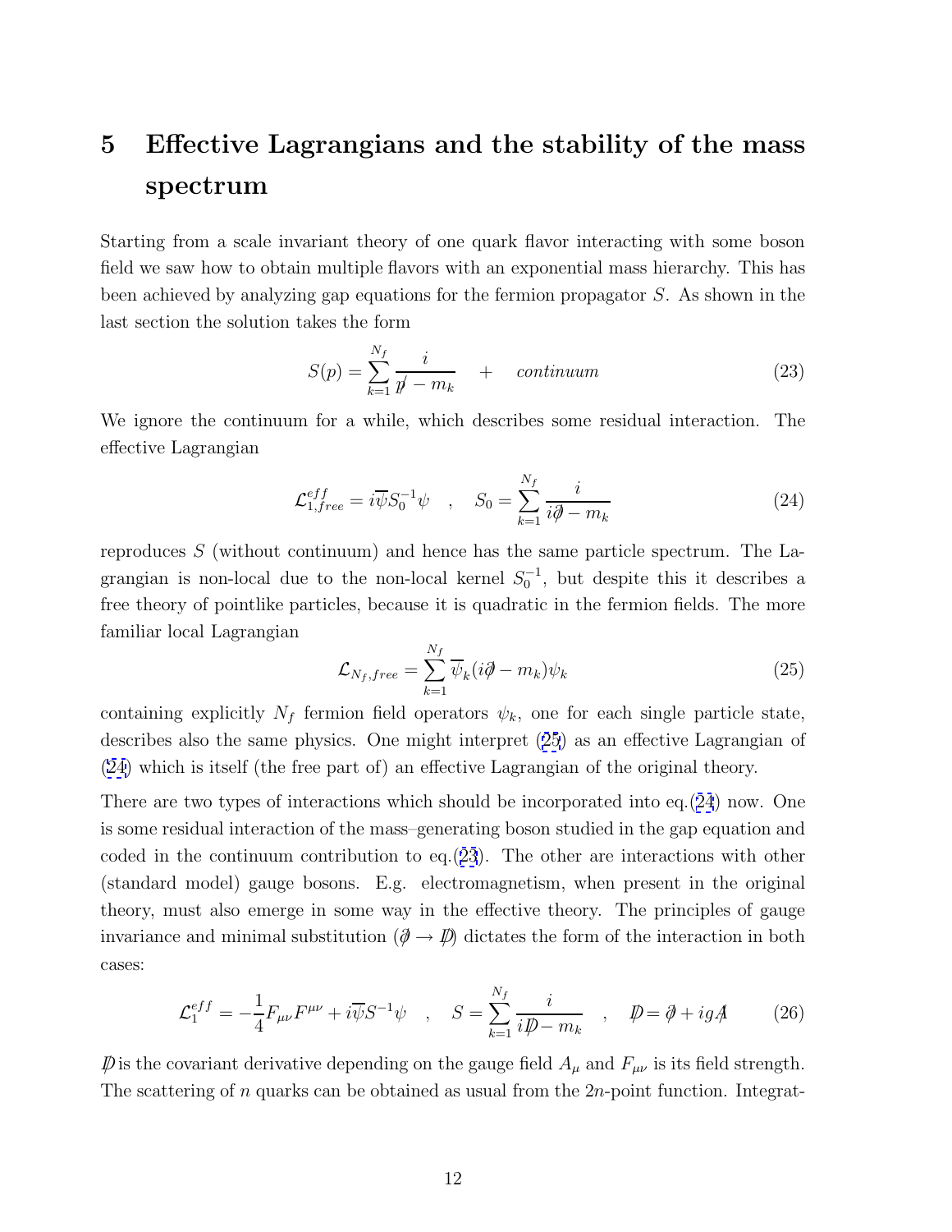# 5 Effective Lagrangians and the stability of the mass spectrum

Starting from a scale invariant theory of one quark flavor interacting with some boson field we saw how to obtain multiple flavors with an exponential mass hierarchy. This has been achieved by analyzing gap equations for the fermion propagator $S$. As shown in the last section the solution takes the form

$$S(p) = \sum_{k=1}^{N_f} \frac{i}{\not{p} - m_k} \quad + \quad \textit{continuum} \tag{23}$$

We ignore the continuum for a while, which describes some residual interaction. The effective Lagrangian

$$\mathcal{L}^{eff}_{1,free} = i\overline{\psi} S_0^{-1} \psi \quad , \quad S_0 = \sum_{k=1}^{N_f} \frac{i}{i\not{\partial} - m_k} \tag{24}$$

reproduces $S$ (without continuum) and hence has the same particle spectrum. The Lagrangian is non-local due to the non-local kernel $S_0^{-1}$, but despite this it describes a free theory of pointlike particles, because it is quadratic in the fermion fields. The more familiar local Lagrangian

$$\mathcal{L}_{N_f,free} = \sum_{k=1}^{N_f} \overline{\psi}_k (i\not{\partial} - m_k) \psi_k \tag{25}$$

containing explicitly $N_f$ fermion field operators $\psi_k$, one for each single particle state, describes also the same physics. One might interpret (25) as an effective Lagrangian of (24) which is itself (the free part of) an effective Lagrangian of the original theory.

There are two types of interactions which should be incorporated into eq.(24) now. One is some residual interaction of the mass–generating boson studied in the gap equation and coded in the continuum contribution to eq.(23). The other are interactions with other (standard model) gauge bosons. E.g. electromagnetism, when present in the original theory, must also emerge in some way in the effective theory. The principles of gauge invariance and minimal substitution ($\not{\partial} \to \not{D}$) dictates the form of the interaction in both cases:

$$\mathcal{L}^{eff}_1 = -\frac{1}{4} F_{\mu\nu} F^{\mu\nu} + i\overline{\psi} S^{-1} \psi \quad , \quad S = \sum_{k=1}^{N_f} \frac{i}{i\not{D} - m_k} \quad , \quad \not{D} = \not{\partial} + ig\not{A} \tag{26}$$

$\not{D}$ is the covariant derivative depending on the gauge field $A_\mu$ and $F_{\mu\nu}$ is its field strength. The scattering of $n$ quarks can be obtained as usual from the $2n$-point function. Integrat-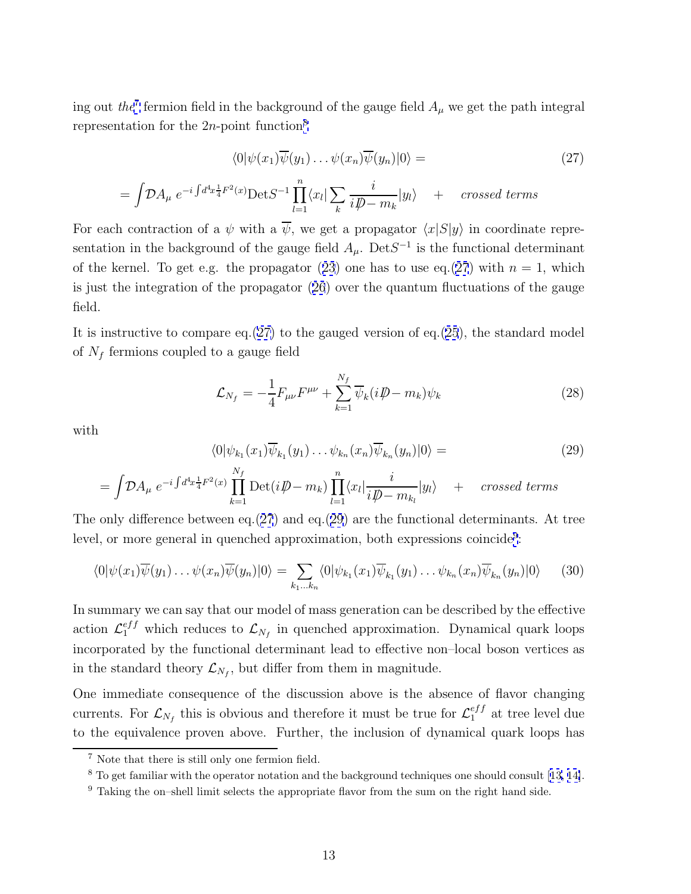ing out *the*[7] fermion field in the background of the gauge field $A_\mu$ we get the path integral representation for the $2n$-point function[8]

$$\langle 0|\psi(x_1)\overline{\psi}(y_1)\ldots\psi(x_n)\overline{\psi}(y_n)|0\rangle = \tag{27}$$

$$= \int \mathcal{D}A_\mu \; e^{-i\int d^4x \frac{1}{4}F^2(x)} \mathrm{Det}S^{-1} \prod_{l=1}^{n} \langle x_l| \sum_k \frac{i}{i\not{D} - m_k} |y_l\rangle \quad + \quad \textit{crossed terms}$$

For each contraction of a $\psi$ with a $\overline{\psi}$, we get a propagator $\langle x|S|y\rangle$ in coordinate representation in the background of the gauge field $A_\mu$. $\mathrm{Det}S^{-1}$ is the functional determinant of the kernel. To get e.g. the propagator (23) one has to use eq.(27) with $n = 1$, which is just the integration of the propagator (26) over the quantum fluctuations of the gauge field.

It is instructive to compare eq.(27) to the gauged version of eq.(25), the standard model of $N_f$ fermions coupled to a gauge field

$$\mathcal{L}_{N_f} = -\frac{1}{4}F_{\mu\nu}F^{\mu\nu} + \sum_{k=1}^{N_f} \overline{\psi}_k (i\not{D} - m_k)\psi_k \tag{28}$$

with

$$\langle 0|\psi_{k_1}(x_1)\overline{\psi}_{k_1}(y_1)\ldots\psi_{k_n}(x_n)\overline{\psi}_{k_n}(y_n)|0\rangle = \tag{29}$$

$$= \int \mathcal{D}A_\mu \; e^{-i\int d^4x \frac{1}{4}F^2(x)} \prod_{k=1}^{N_f} \mathrm{Det}(i\not{D} - m_k) \prod_{l=1}^{n} \langle x_l| \frac{i}{i\not{D} - m_{k_l}} |y_l\rangle \quad + \quad \textit{crossed terms}$$

The only difference between eq.(27) and eq.(29) are the functional determinants. At tree level, or more general in quenched approximation, both expressions coincide[9]:

$$\langle 0|\psi(x_1)\overline{\psi}(y_1)\ldots\psi(x_n)\overline{\psi}(y_n)|0\rangle = \sum_{k_1\ldots k_n} \langle 0|\psi_{k_1}(x_1)\overline{\psi}_{k_1}(y_1)\ldots\psi_{k_n}(x_n)\overline{\psi}_{k_n}(y_n)|0\rangle \tag{30}$$

In summary we can say that our model of mass generation can be described by the effective action $\mathcal{L}_1^{eff}$ which reduces to $\mathcal{L}_{N_f}$ in quenched approximation. Dynamical quark loops incorporated by the functional determinant lead to effective non–local boson vertices as in the standard theory $\mathcal{L}_{N_f}$, but differ from them in magnitude.

One immediate consequence of the discussion above is the absence of flavor changing currents. For $\mathcal{L}_{N_f}$ this is obvious and therefore it must be true for $\mathcal{L}_1^{eff}$ at tree level due to the equivalence proven above. Further, the inclusion of dynamical quark loops has

---

[7] Note that there is still only one fermion field.

[8] To get familiar with the operator notation and the background techniques one should consult [13, 14].

[9] Taking the on–shell limit selects the appropriate flavor from the sum on the right hand side.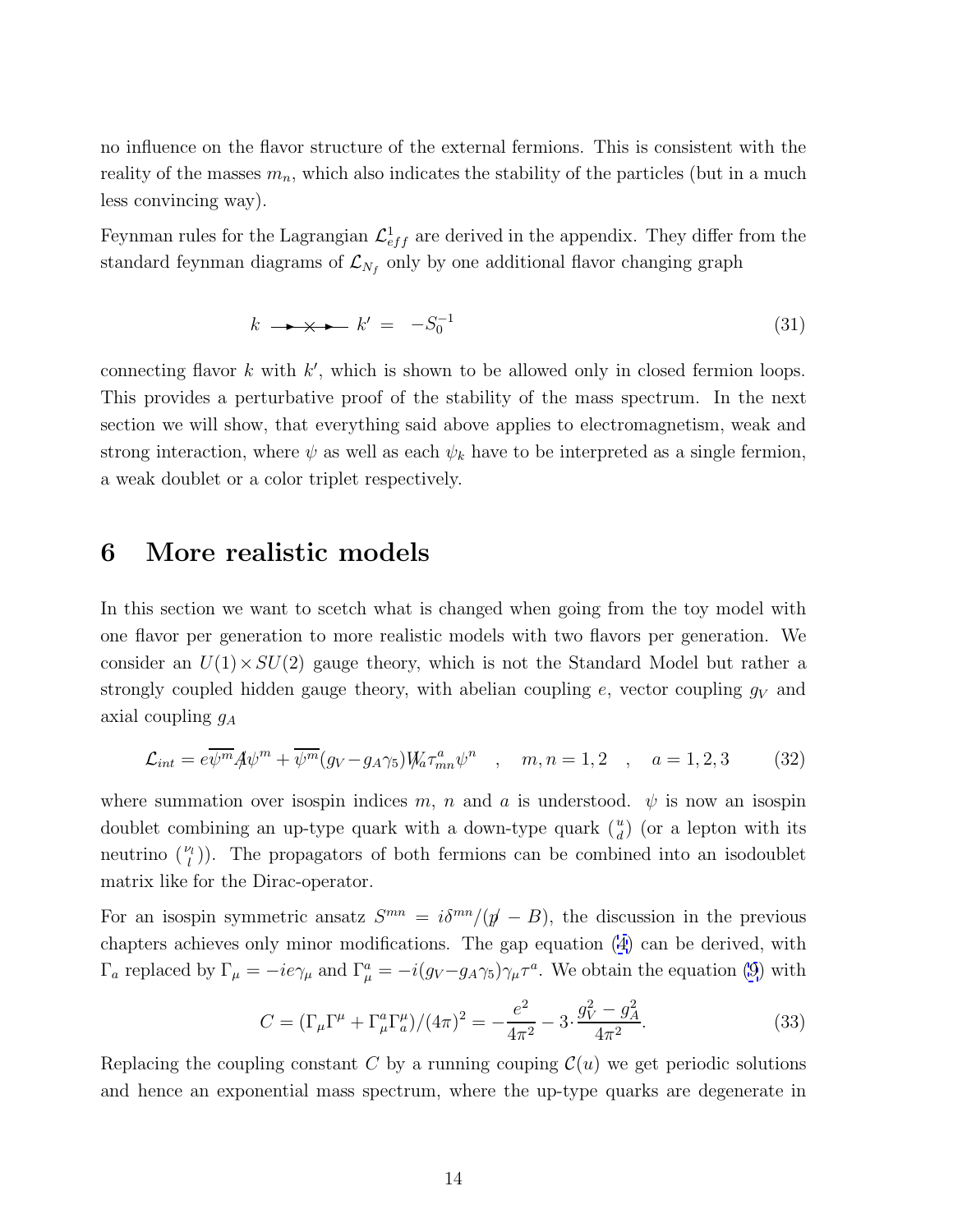no influence on the flavor structure of the external fermions. This is consistent with the reality of the masses $m_n$, which also indicates the stability of the particles (but in a much less convincing way).

Feynman rules for the Lagrangian $\mathcal{L}^1_{eff}$ are derived in the appendix. They differ from the standard feynman diagrams of $\mathcal{L}_{N_f}$ only by one additional flavor changing graph

$$k \;\longrightarrow\!\!\times\!\!\longrightarrow\; k' \;=\; -S_0^{-1} \tag{31}$$

connecting flavor $k$ with $k'$, which is shown to be allowed only in closed fermion loops. This provides a perturbative proof of the stability of the mass spectrum. In the next section we will show, that everything said above applies to electromagnetism, weak and strong interaction, where $\psi$ as well as each $\psi_k$ have to be interpreted as a single fermion, a weak doublet or a color triplet respectively.

## 6 More realistic models

In this section we want to scetch what is changed when going from the toy model with one flavor per generation to more realistic models with two flavors per generation. We consider an $U(1)\times SU(2)$ gauge theory, which is not the Standard Model but rather a strongly coupled hidden gauge theory, with abelian coupling $e$, vector coupling $g_V$ and axial coupling $g_A$

$$\mathcal{L}_{int} = e\overline{\psi^m}\not{A}\psi^m + \overline{\psi^m}(g_V - g_A\gamma_5)\not{W}_a\tau^a_{mn}\psi^n \quad , \quad m,n=1,2 \quad , \quad a=1,2,3 \tag{32}$$

where summation over isospin indices $m$, $n$ and $a$ is understood. $\psi$ is now an isospin doublet combining an up-type quark with a down-type quark $\binom{u}{d}$ (or a lepton with its neutrino $\binom{\nu_l}{l}$). The propagators of both fermions can be combined into an isodoublet matrix like for the Dirac-operator.

For an isospin symmetric ansatz $S^{mn} = i\delta^{mn}/(\not{p} - B)$, the discussion in the previous chapters achieves only minor modifications. The gap equation (4) can be derived, with $\Gamma_a$ replaced by $\Gamma_\mu = -ie\gamma_\mu$ and $\Gamma^a_\mu = -i(g_V - g_A\gamma_5)\gamma_\mu\tau^a$. We obtain the equation (9) with

$$C = (\Gamma_\mu\Gamma^\mu + \Gamma^a_\mu\Gamma^\mu_a)/(4\pi)^2 = -\frac{e^2}{4\pi^2} - 3\cdot\frac{g_V^2 - g_A^2}{4\pi^2}. \tag{33}$$

Replacing the coupling constant $C$ by a running couping $\mathcal{C}(u)$ we get periodic solutions and hence an exponential mass spectrum, where the up-type quarks are degenerate in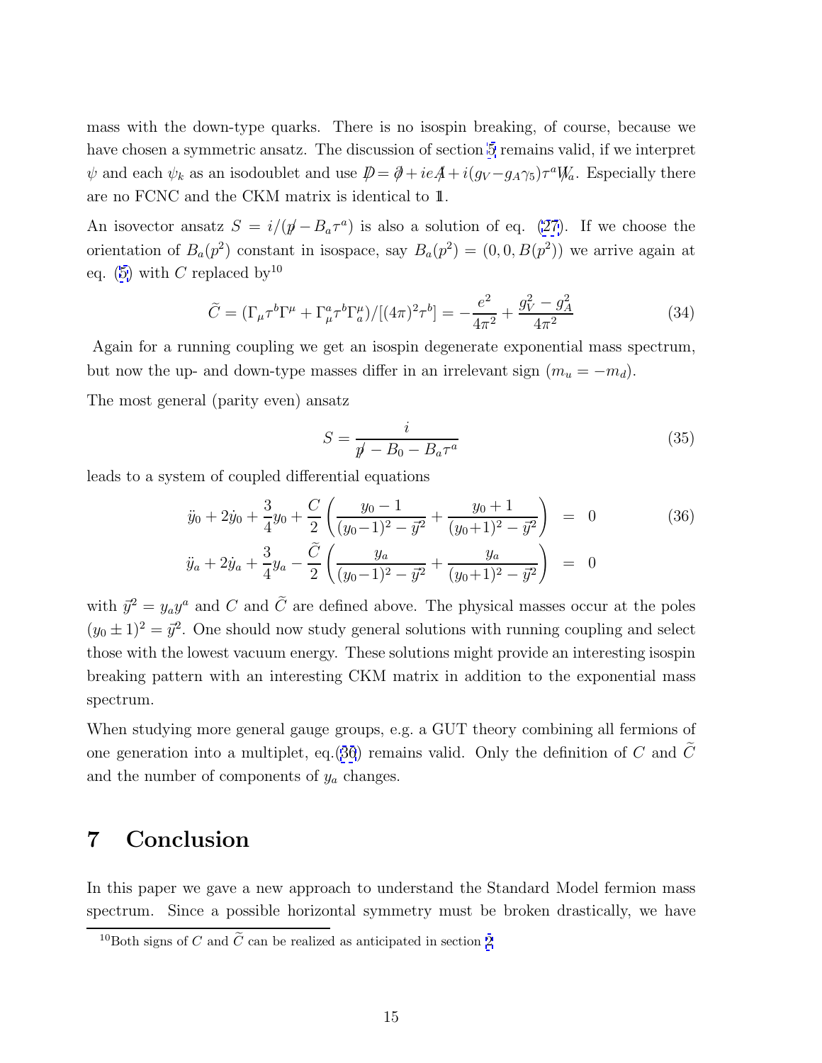mass with the down-type quarks. There is no isospin breaking, of course, because we have chosen a symmetric ansatz. The discussion of section 5 remains valid, if we interpret $\psi$ and each $\psi_k$ as an isodoublet and use $\not{D} = \not{\partial} + ie\not{A} + i(g_V - g_A\gamma_5)\tau^a \not{W}_a$. Especially there are no FCNC and the CKM matrix is identical to $\mathbb{1}$.

An isovector ansatz $S = i/(\not{p} - B_a\tau^a)$ is also a solution of eq. (27). If we choose the orientation of $B_a(p^2)$ constant in isospace, say $B_a(p^2) = (0, 0, B(p^2))$ we arrive again at eq. (5) with $C$ replaced by[10]

$$\widetilde{C} = (\Gamma_\mu \tau^b \Gamma^\mu + \Gamma^a_\mu \tau^b \Gamma^\mu_a)/[(4\pi)^2 \tau^b] = -\frac{e^2}{4\pi^2} + \frac{g_V^2 - g_A^2}{4\pi^2} \tag{34}$$

Again for a running coupling we get an isospin degenerate exponential mass spectrum, but now the up- and down-type masses differ in an irrelevant sign ($m_u = -m_d$).

The most general (parity even) ansatz

$$S = \frac{i}{\not{p} - B_0 - B_a\tau^a} \tag{35}$$

leads to a system of coupled differential equations

$$\begin{aligned}
\ddot{y}_0 + 2\dot{y}_0 + \frac{3}{4}y_0 + \frac{C}{2}\left(\frac{y_0 - 1}{(y_0 - 1)^2 - \vec{y}^2} + \frac{y_0 + 1}{(y_0 + 1)^2 - \vec{y}^2}\right) &= 0 \\
\ddot{y}_a + 2\dot{y}_a + \frac{3}{4}y_a - \frac{\widetilde{C}}{2}\left(\frac{y_a}{(y_0 - 1)^2 - \vec{y}^2} + \frac{y_a}{(y_0 + 1)^2 - \vec{y}^2}\right) &= 0
\end{aligned} \tag{36}$$

with $\vec{y}^2 = y_a y^a$ and $C$ and $\widetilde{C}$ are defined above. The physical masses occur at the poles $(y_0 \pm 1)^2 = \vec{y}^2$. One should now study general solutions with running coupling and select those with the lowest vacuum energy. These solutions might provide an interesting isospin breaking pattern with an interesting CKM matrix in addition to the exponential mass spectrum.

When studying more general gauge groups, e.g. a GUT theory combining all fermions of one generation into a multiplet, eq.(36) remains valid. Only the definition of $C$ and $\widetilde{C}$ and the number of components of $y_a$ changes.

## 7 Conclusion

In this paper we gave a new approach to understand the Standard Model fermion mass spectrum. Since a possible horizontal symmetry must be broken drastically, we have

[10] Both signs of $C$ and $\widetilde{C}$ can be realized as anticipated in section 2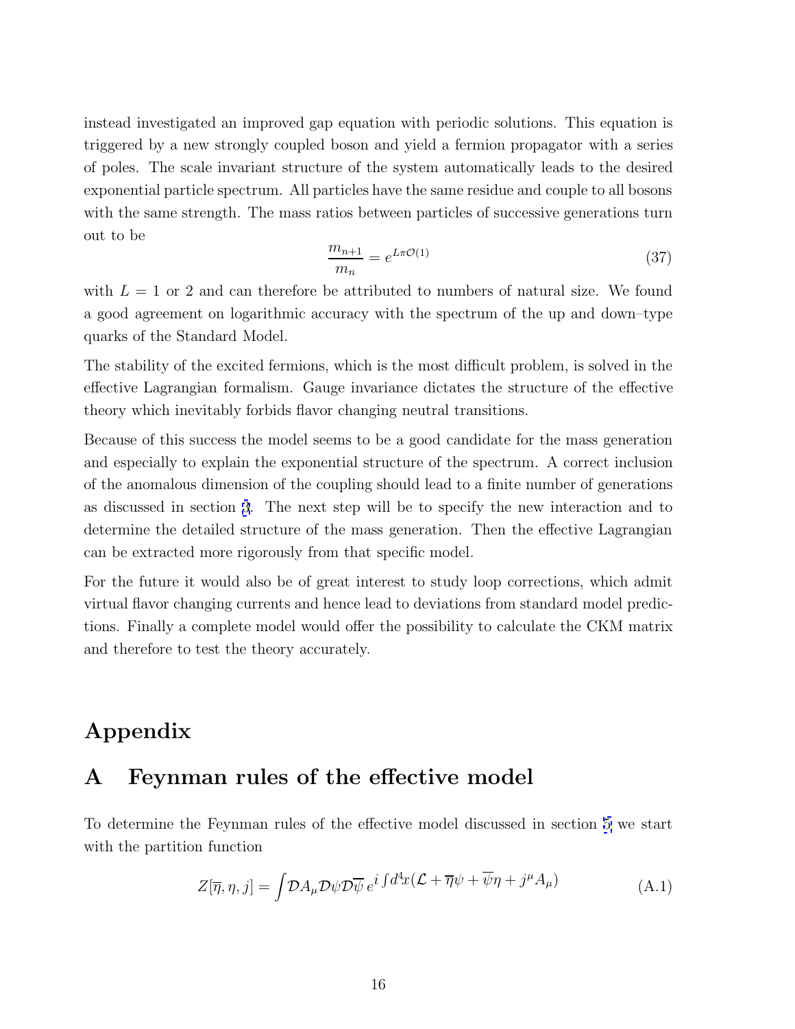instead investigated an improved gap equation with periodic solutions. This equation is triggered by a new strongly coupled boson and yield a fermion propagator with a series of poles. The scale invariant structure of the system automatically leads to the desired exponential particle spectrum. All particles have the same residue and couple to all bosons with the same strength. The mass ratios between particles of successive generations turn out to be

$$\frac{m_{n+1}}{m_n} = e^{L\pi\mathcal{O}(1)} \tag{37}$$

with $L = 1$ or $2$ and can therefore be attributed to numbers of natural size. We found a good agreement on logarithmic accuracy with the spectrum of the up and down–type quarks of the Standard Model.

The stability of the excited fermions, which is the most difficult problem, is solved in the effective Lagrangian formalism. Gauge invariance dictates the structure of the effective theory which inevitably forbids flavor changing neutral transitions.

Because of this success the model seems to be a good candidate for the mass generation and especially to explain the exponential structure of the spectrum. A correct inclusion of the anomalous dimension of the coupling should lead to a finite number of generations as discussed in section 3. The next step will be to specify the new interaction and to determine the detailed structure of the mass generation. Then the effective Lagrangian can be extracted more rigorously from that specific model.

For the future it would also be of great interest to study loop corrections, which admit virtual flavor changing currents and hence lead to deviations from standard model predictions. Finally a complete model would offer the possibility to calculate the CKM matrix and therefore to test the theory accurately.

# Appendix

## A Feynman rules of the effective model

To determine the Feynman rules of the effective model discussed in section 5 we start with the partition function

$$Z[\overline{\eta}, \eta, j] = \int \mathcal{D}A_\mu \mathcal{D}\psi \mathcal{D}\overline{\psi}\, e^{i\int d^4x(\mathcal{L} + \overline{\eta}\psi + \overline{\psi}\eta + j^\mu A_\mu)} \tag{A.1}$$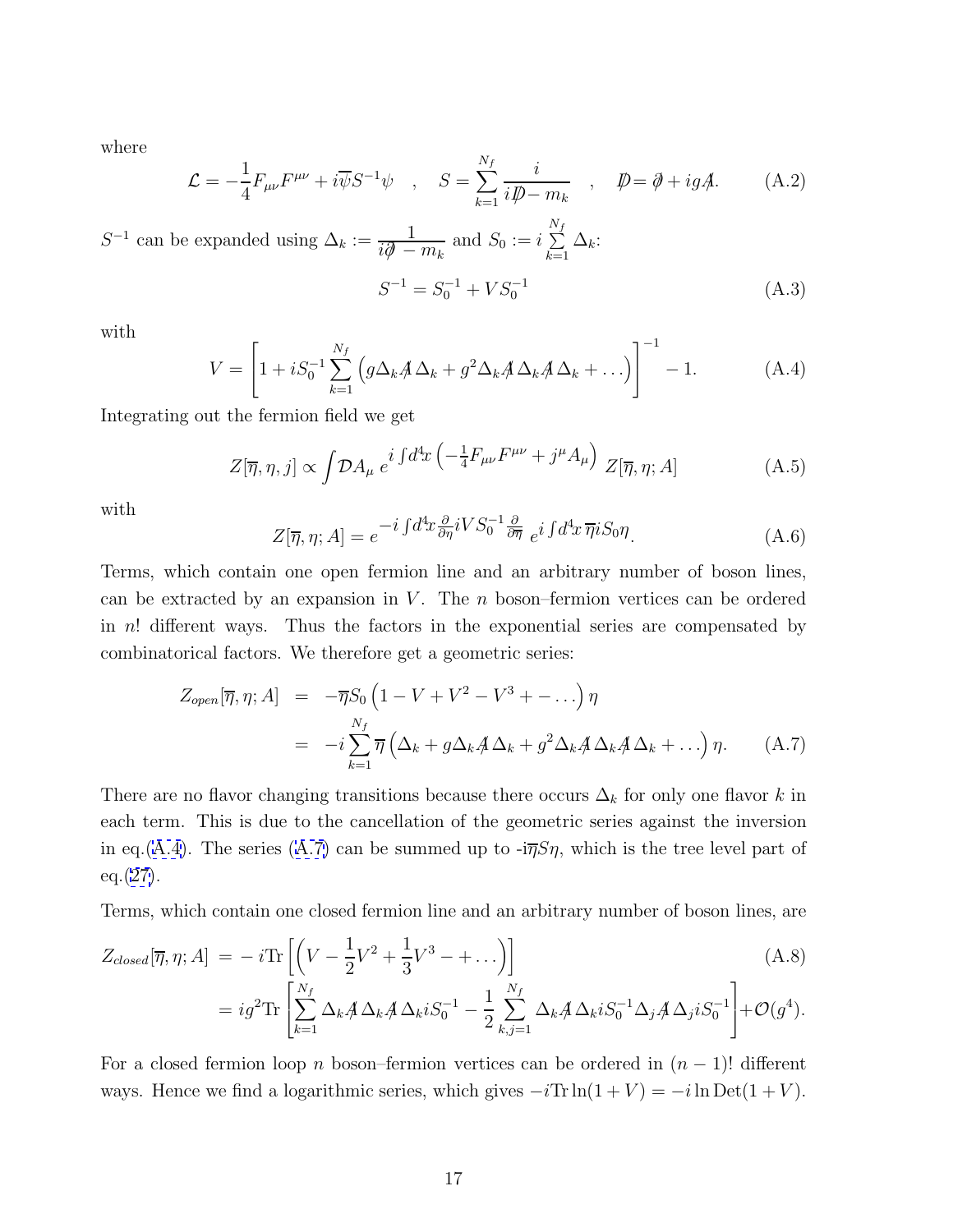where

$$\mathcal{L} = -\frac{1}{4}F_{\mu\nu}F^{\mu\nu} + i\overline{\psi}S^{-1}\psi \quad , \quad S = \sum_{k=1}^{N_f} \frac{i}{i\not{D} - m_k} \quad , \quad \not{D} = \not{\partial} + ig\not{A}. \tag{A.2}$$

$S^{-1}$ can be expanded using $\Delta_k := \dfrac{1}{i\not{\partial} - m_k}$ and $S_0 := i\sum\limits_{k=1}^{N_f} \Delta_k$:

$$S^{-1} = S_0^{-1} + VS_0^{-1} \tag{A.3}$$

with

$$V = \left[1 + iS_0^{-1}\sum_{k=1}^{N_f}\left(g\Delta_k\not{A}\Delta_k + g^2\Delta_k\not{A}\Delta_k\not{A}\Delta_k + \ldots\right)\right]^{-1} - 1. \tag{A.4}$$

Integrating out the fermion field we get

$$Z[\overline{\eta}, \eta, j] \propto \int \mathcal{D}A_\mu \; e^{i\int d^4x \left(-\frac{1}{4}F_{\mu\nu}F^{\mu\nu} + j^\mu A_\mu\right)} \; Z[\overline{\eta}, \eta; A] \tag{A.5}$$

with

$$Z[\overline{\eta}, \eta; A] = e^{-i\int d^4x \frac{\partial}{\partial\eta} iVS_0^{-1}\frac{\partial}{\partial\overline{\eta}}} \; e^{i\int d^4x\, \overline{\eta} iS_0\eta}. \tag{A.6}$$

Terms, which contain one open fermion line and an arbitrary number of boson lines, can be extracted by an expansion in $V$. The $n$ boson–fermion vertices can be ordered in $n!$ different ways. Thus the factors in the exponential series are compensated by combinatorical factors. We therefore get a geometric series:

$$\begin{aligned} Z_{open}[\overline{\eta}, \eta; A] &= -\overline{\eta}S_0\left(1 - V + V^2 - V^3 + - \ldots\right)\eta \\ &= -i\sum_{k=1}^{N_f}\overline{\eta}\left(\Delta_k + g\Delta_k\not{A}\Delta_k + g^2\Delta_k\not{A}\Delta_k\not{A}\Delta_k + \ldots\right)\eta. \end{aligned} \tag{A.7}$$

There are no flavor changing transitions because there occurs $\Delta_k$ for only one flavor $k$ in each term. This is due to the cancellation of the geometric series against the inversion in eq.(A.4). The series (A.7) can be summed up to -i$\overline{\eta}S\eta$, which is the tree level part of eq.(27).

Terms, which contain one closed fermion line and an arbitrary number of boson lines, are

$$\begin{aligned} Z_{closed}[\overline{\eta}, \eta; A] &= -i\mathrm{Tr}\left[\left(V - \frac{1}{2}V^2 + \frac{1}{3}V^3 - + \ldots\right)\right] \\ &= ig^2\mathrm{Tr}\left[\sum_{k=1}^{N_f}\Delta_k\not{A}\Delta_k\not{A}\Delta_k iS_0^{-1} - \frac{1}{2}\sum_{k,j=1}^{N_f}\Delta_k\not{A}\Delta_k iS_0^{-1}\Delta_j\not{A}\Delta_j iS_0^{-1}\right] + \mathcal{O}(g^4). \end{aligned} \tag{A.8}$$

For a closed fermion loop $n$ boson–fermion vertices can be ordered in $(n-1)!$ different ways. Hence we find a logarithmic series, which gives $-i\mathrm{Tr}\ln(1+V) = -i\ln\mathrm{Det}(1+V)$.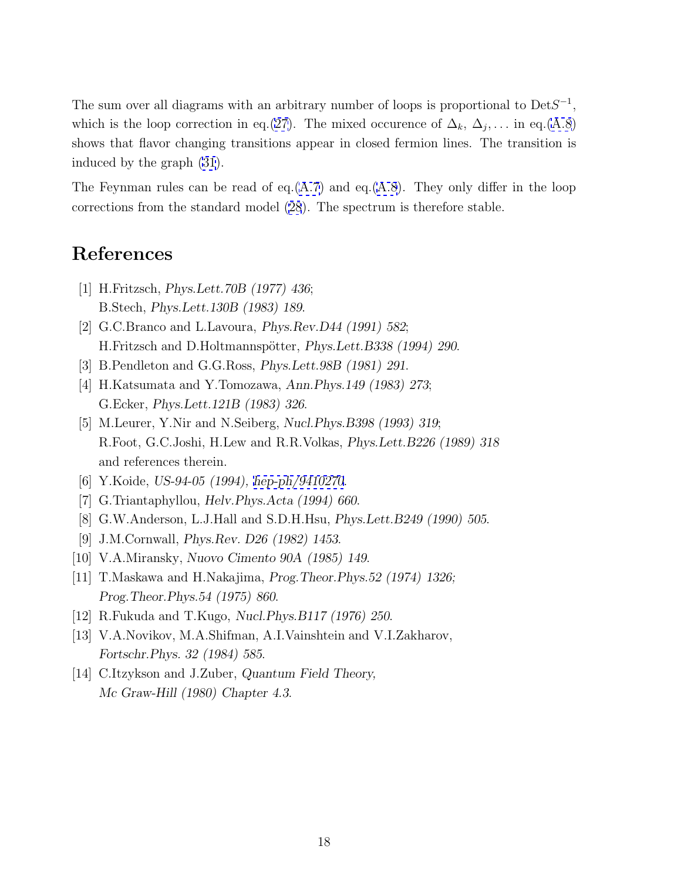The sum over all diagrams with an arbitrary number of loops is proportional to $\mathrm{Det}S^{-1}$, which is the loop correction in eq.(27). The mixed occurence of $\Delta_k$, $\Delta_j, \ldots$ in eq.(A.8) shows that flavor changing transitions appear in closed fermion lines. The transition is induced by the graph (31).

The Feynman rules can be read of eq.(A.7) and eq.(A.8). They only differ in the loop corrections from the standard model (28). The spectrum is therefore stable.

# References

[1] H.Fritzsch, *Phys.Lett.70B (1977) 436*;
B.Stech, *Phys.Lett.130B (1983) 189*.

[2] G.C.Branco and L.Lavoura, *Phys.Rev.D44 (1991) 582*;
H.Fritzsch and D.Holtmannspötter, *Phys.Lett.B338 (1994) 290*.

[3] B.Pendleton and G.G.Ross, *Phys.Lett.98B (1981) 291*.

[4] H.Katsumata and Y.Tomozawa, *Ann.Phys.149 (1983) 273*;
G.Ecker, *Phys.Lett.121B (1983) 326*.

[5] M.Leurer, Y.Nir and N.Seiberg, *Nucl.Phys.B398 (1993) 319*;
R.Foot, G.C.Joshi, H.Lew and R.R.Volkas, *Phys.Lett.B226 (1989) 318*
and references therein.

[6] Y.Koide, *US-94-05 (1994)*, hep-ph/9410270.

[7] G.Triantaphyllou, *Helv.Phys.Acta (1994) 660*.

[8] G.W.Anderson, L.J.Hall and S.D.H.Hsu, *Phys.Lett.B249 (1990) 505*.

[9] J.M.Cornwall, *Phys.Rev. D26 (1982) 1453*.

[10] V.A.Miransky, *Nuovo Cimento 90A (1985) 149*.

[11] T.Maskawa and H.Nakajima, *Prog.Theor.Phys.52 (1974) 1326; Prog.Theor.Phys.54 (1975) 860*.

[12] R.Fukuda and T.Kugo, *Nucl.Phys.B117 (1976) 250*.

[13] V.A.Novikov, M.A.Shifman, A.I.Vainshtein and V.I.Zakharov,
*Fortschr.Phys. 32 (1984) 585*.

[14] C.Itzykson and J.Zuber, *Quantum Field Theory,*
*Mc Graw-Hill (1980) Chapter 4.3*.